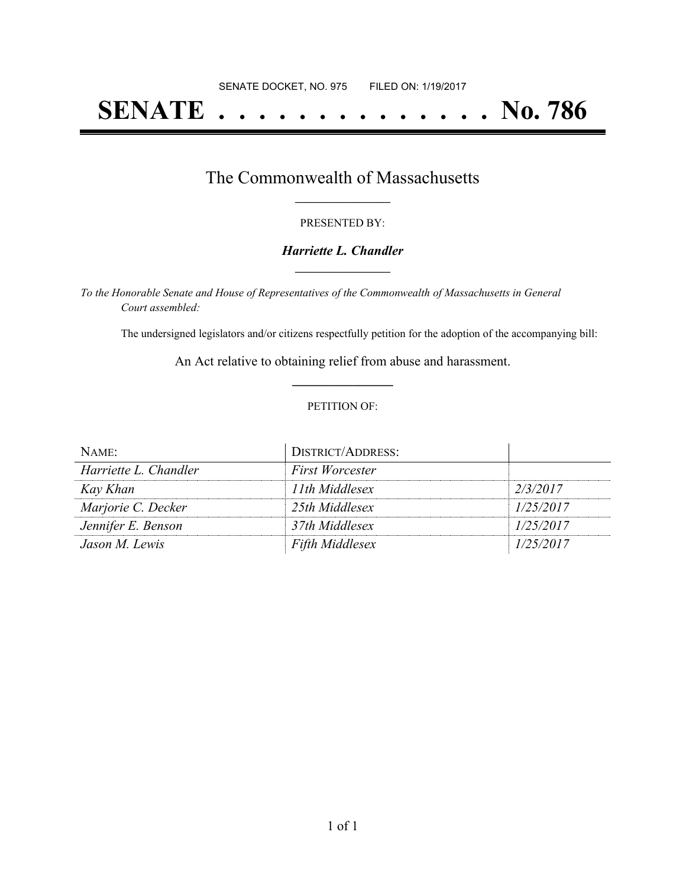SENATE DOCKET, NO. 975 FILED ON: 1/19/2017

# SENATE . . . . . . . . . . . . . . No. 786

## The Commonwealth of Massachusetts

PRESENTED BY:

***Harriette L. Chandler***

*To the Honorable Senate and House of Representatives of the Commonwealth of Massachusetts in General Court assembled:*

The undersigned legislators and/or citizens respectfully petition for the adoption of the accompanying bill:

An Act relative to obtaining relief from abuse and harassment.

PETITION OF:

| NAME: | DISTRICT/ADDRESS: | |
|---|---|---|
| *Harriette L. Chandler* | *First Worcester* | |
| *Kay Khan* | *11th Middlesex* | *2/3/2017* |
| *Marjorie C. Decker* | *25th Middlesex* | *1/25/2017* |
| *Jennifer E. Benson* | *37th Middlesex* | *1/25/2017* |
| *Jason M. Lewis* | *Fifth Middlesex* | *1/25/2017* |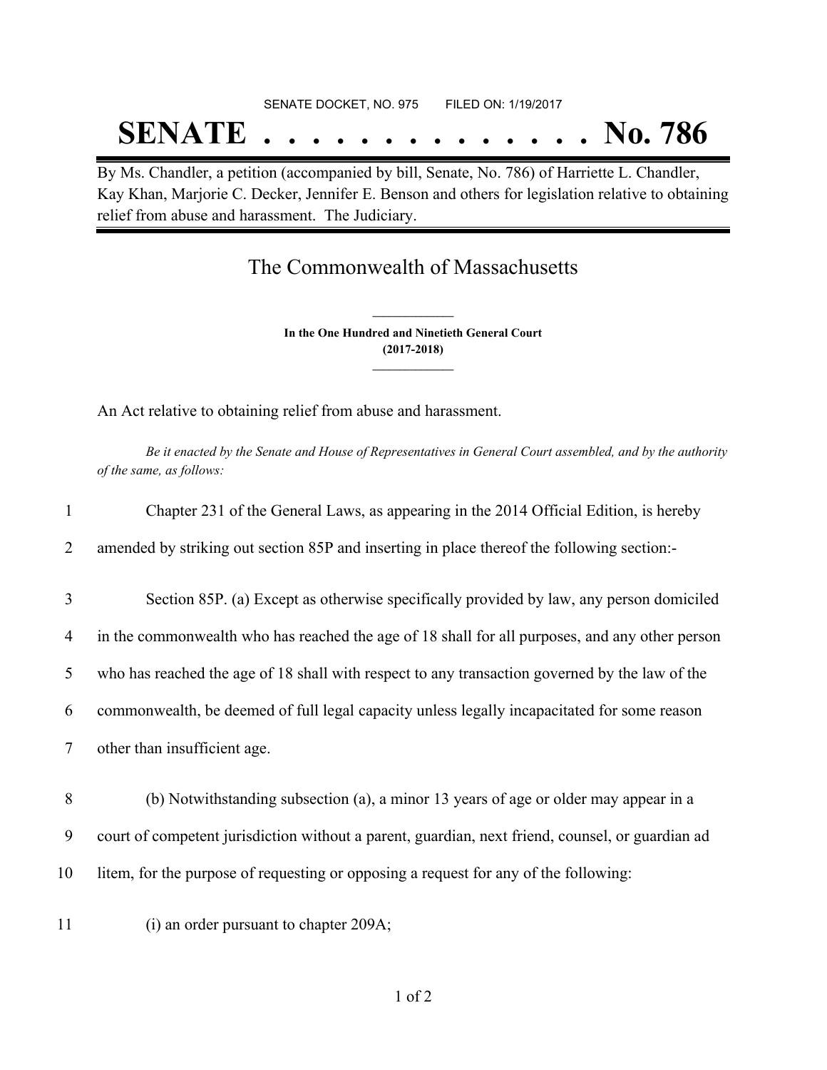SENATE DOCKET, NO. 975        FILED ON: 1/19/2017

# SENATE . . . . . . . . . . . . . . No. 786

By Ms. Chandler, a petition (accompanied by bill, Senate, No. 786) of Harriette L. Chandler, Kay Khan, Marjorie C. Decker, Jennifer E. Benson and others for legislation relative to obtaining relief from abuse and harassment. The Judiciary.

## The Commonwealth of Massachusetts

**In the One Hundred and Ninetieth General Court**
**(2017-2018)**

An Act relative to obtaining relief from abuse and harassment.

*Be it enacted by the Senate and House of Representatives in General Court assembled, and by the authority of the same, as follows:*

1 Chapter 231 of the General Laws, as appearing in the 2014 Official Edition, is hereby
2 amended by striking out section 85P and inserting in place thereof the following section:-

3 Section 85P. (a) Except as otherwise specifically provided by law, any person domiciled
4 in the commonwealth who has reached the age of 18 shall for all purposes, and any other person
5 who has reached the age of 18 shall with respect to any transaction governed by the law of the
6 commonwealth, be deemed of full legal capacity unless legally incapacitated for some reason
7 other than insufficient age.

8 (b) Notwithstanding subsection (a), a minor 13 years of age or older may appear in a
9 court of competent jurisdiction without a parent, guardian, next friend, counsel, or guardian ad
10 litem, for the purpose of requesting or opposing a request for any of the following:

11 (i) an order pursuant to chapter 209A;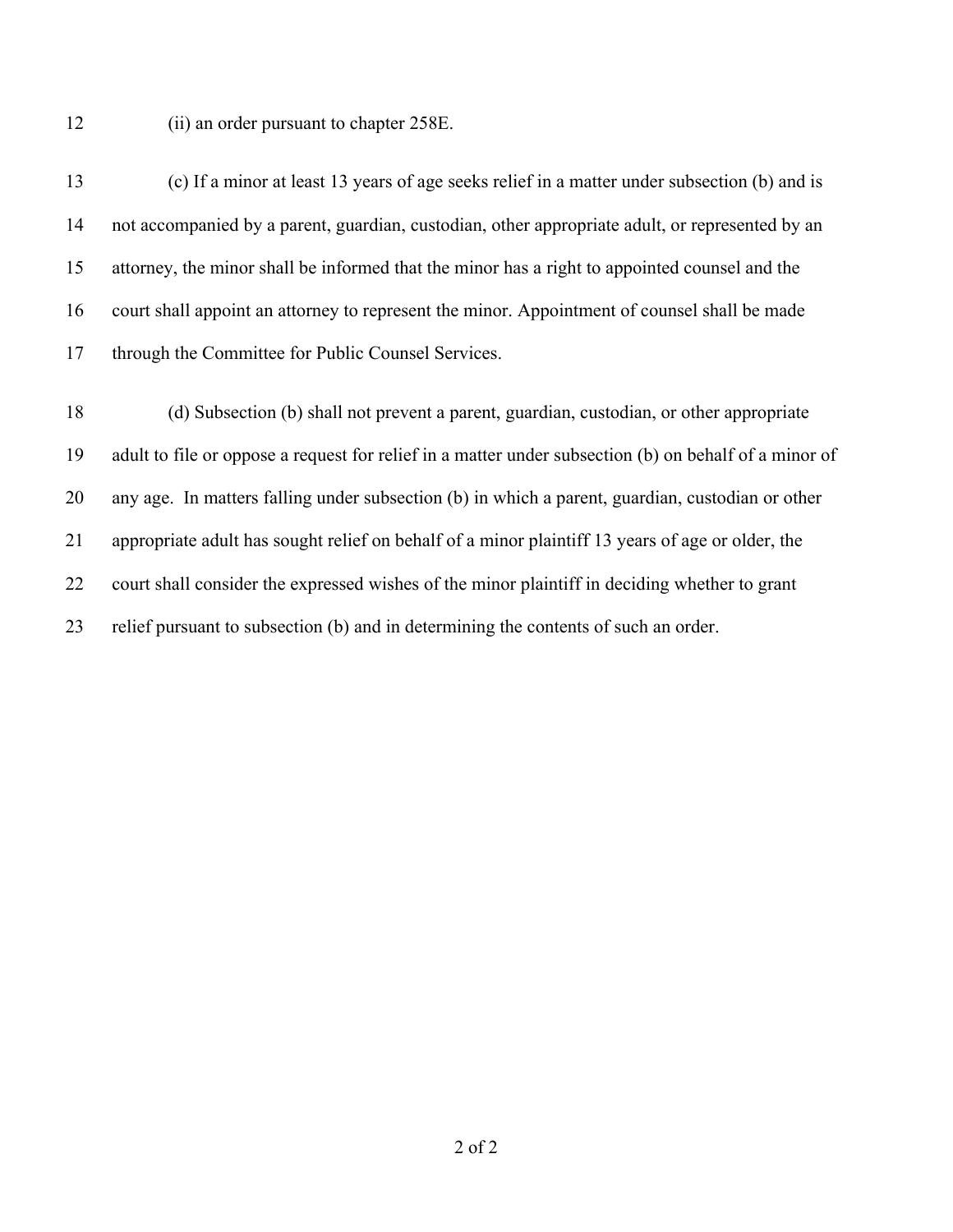(ii) an order pursuant to chapter 258E.

(c) If a minor at least 13 years of age seeks relief in a matter under subsection (b) and is not accompanied by a parent, guardian, custodian, other appropriate adult, or represented by an attorney, the minor shall be informed that the minor has a right to appointed counsel and the court shall appoint an attorney to represent the minor. Appointment of counsel shall be made through the Committee for Public Counsel Services.

(d) Subsection (b) shall not prevent a parent, guardian, custodian, or other appropriate adult to file or oppose a request for relief in a matter under subsection (b) on behalf of a minor of any age. In matters falling under subsection (b) in which a parent, guardian, custodian or other appropriate adult has sought relief on behalf of a minor plaintiff 13 years of age or older, the court shall consider the expressed wishes of the minor plaintiff in deciding whether to grant relief pursuant to subsection (b) and in determining the contents of such an order.